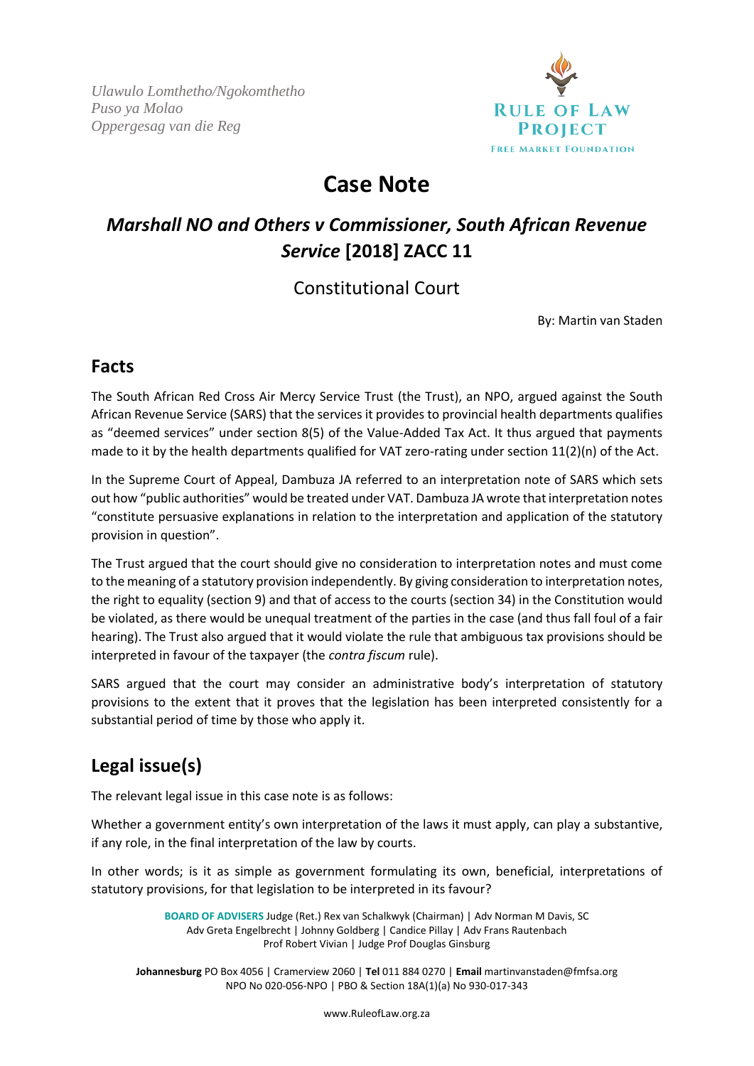*Ulawulo Lomthetho/Ngokomthetho*
*Puso ya Molao*
*Oppergesag van die Reg*

RULE OF LAW PROJECT
FREE MARKET FOUNDATION

# Case Note

## *Marshall NO and Others v Commissioner, South African Revenue Service* [2018] ZACC 11

Constitutional Court

By: Martin van Staden

## Facts

The South African Red Cross Air Mercy Service Trust (the Trust), an NPO, argued against the South African Revenue Service (SARS) that the services it provides to provincial health departments qualifies as "deemed services" under section 8(5) of the Value-Added Tax Act. It thus argued that payments made to it by the health departments qualified for VAT zero-rating under section 11(2)(n) of the Act.

In the Supreme Court of Appeal, Dambuza JA referred to an interpretation note of SARS which sets out how "public authorities" would be treated under VAT. Dambuza JA wrote that interpretation notes "constitute persuasive explanations in relation to the interpretation and application of the statutory provision in question".

The Trust argued that the court should give no consideration to interpretation notes and must come to the meaning of a statutory provision independently. By giving consideration to interpretation notes, the right to equality (section 9) and that of access to the courts (section 34) in the Constitution would be violated, as there would be unequal treatment of the parties in the case (and thus fall foul of a fair hearing). The Trust also argued that it would violate the rule that ambiguous tax provisions should be interpreted in favour of the taxpayer (the *contra fiscum* rule).

SARS argued that the court may consider an administrative body's interpretation of statutory provisions to the extent that it proves that the legislation has been interpreted consistently for a substantial period of time by those who apply it.

## Legal issue(s)

The relevant legal issue in this case note is as follows:

Whether a government entity's own interpretation of the laws it must apply, can play a substantive, if any role, in the final interpretation of the law by courts.

In other words; is it as simple as government formulating its own, beneficial, interpretations of statutory provisions, for that legislation to be interpreted in its favour?

**BOARD OF ADVISERS** Judge (Ret.) Rex van Schalkwyk (Chairman) | Adv Norman M Davis, SC
Adv Greta Engelbrecht | Johnny Goldberg | Candice Pillay | Adv Frans Rautenbach
Prof Robert Vivian | Judge Prof Douglas Ginsburg

**Johannesburg** PO Box 4056 | Cramerview 2060 | **Tel** 011 884 0270 | **Email** martinvanstaden@fmfsa.org
NPO No 020-056-NPO | PBO & Section 18A(1)(a) No 930-017-343

www.RuleofLaw.org.za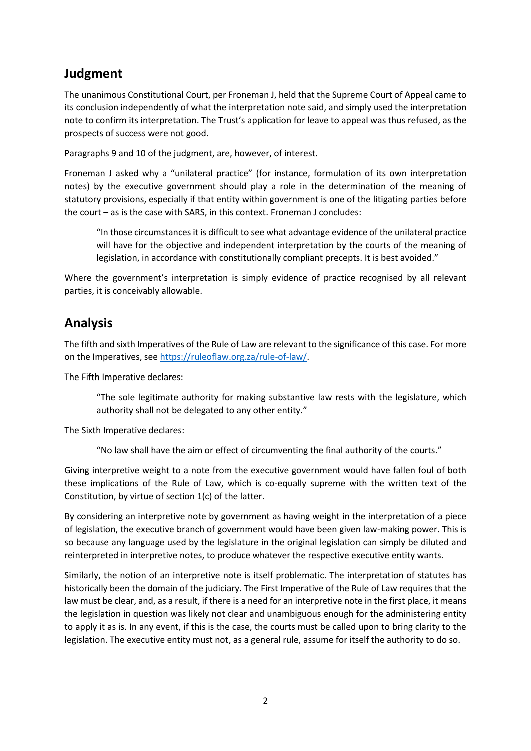## Judgment

The unanimous Constitutional Court, per Froneman J, held that the Supreme Court of Appeal came to its conclusion independently of what the interpretation note said, and simply used the interpretation note to confirm its interpretation. The Trust's application for leave to appeal was thus refused, as the prospects of success were not good.

Paragraphs 9 and 10 of the judgment, are, however, of interest.

Froneman J asked why a "unilateral practice" (for instance, formulation of its own interpretation notes) by the executive government should play a role in the determination of the meaning of statutory provisions, especially if that entity within government is one of the litigating parties before the court – as is the case with SARS, in this context. Froneman J concludes:

> "In those circumstances it is difficult to see what advantage evidence of the unilateral practice will have for the objective and independent interpretation by the courts of the meaning of legislation, in accordance with constitutionally compliant precepts. It is best avoided."

Where the government's interpretation is simply evidence of practice recognised by all relevant parties, it is conceivably allowable.

## Analysis

The fifth and sixth Imperatives of the Rule of Law are relevant to the significance of this case. For more on the Imperatives, see [https://ruleoflaw.org.za/rule-of-law/](https://ruleoflaw.org.za/rule-of-law/).

The Fifth Imperative declares:

> "The sole legitimate authority for making substantive law rests with the legislature, which authority shall not be delegated to any other entity."

The Sixth Imperative declares:

> "No law shall have the aim or effect of circumventing the final authority of the courts."

Giving interpretive weight to a note from the executive government would have fallen foul of both these implications of the Rule of Law, which is co-equally supreme with the written text of the Constitution, by virtue of section 1(c) of the latter.

By considering an interpretive note by government as having weight in the interpretation of a piece of legislation, the executive branch of government would have been given law-making power. This is so because any language used by the legislature in the original legislation can simply be diluted and reinterpreted in interpretive notes, to produce whatever the respective executive entity wants.

Similarly, the notion of an interpretive note is itself problematic. The interpretation of statutes has historically been the domain of the judiciary. The First Imperative of the Rule of Law requires that the law must be clear, and, as a result, if there is a need for an interpretive note in the first place, it means the legislation in question was likely not clear and unambiguous enough for the administering entity to apply it as is. In any event, if this is the case, the courts must be called upon to bring clarity to the legislation. The executive entity must not, as a general rule, assume for itself the authority to do so.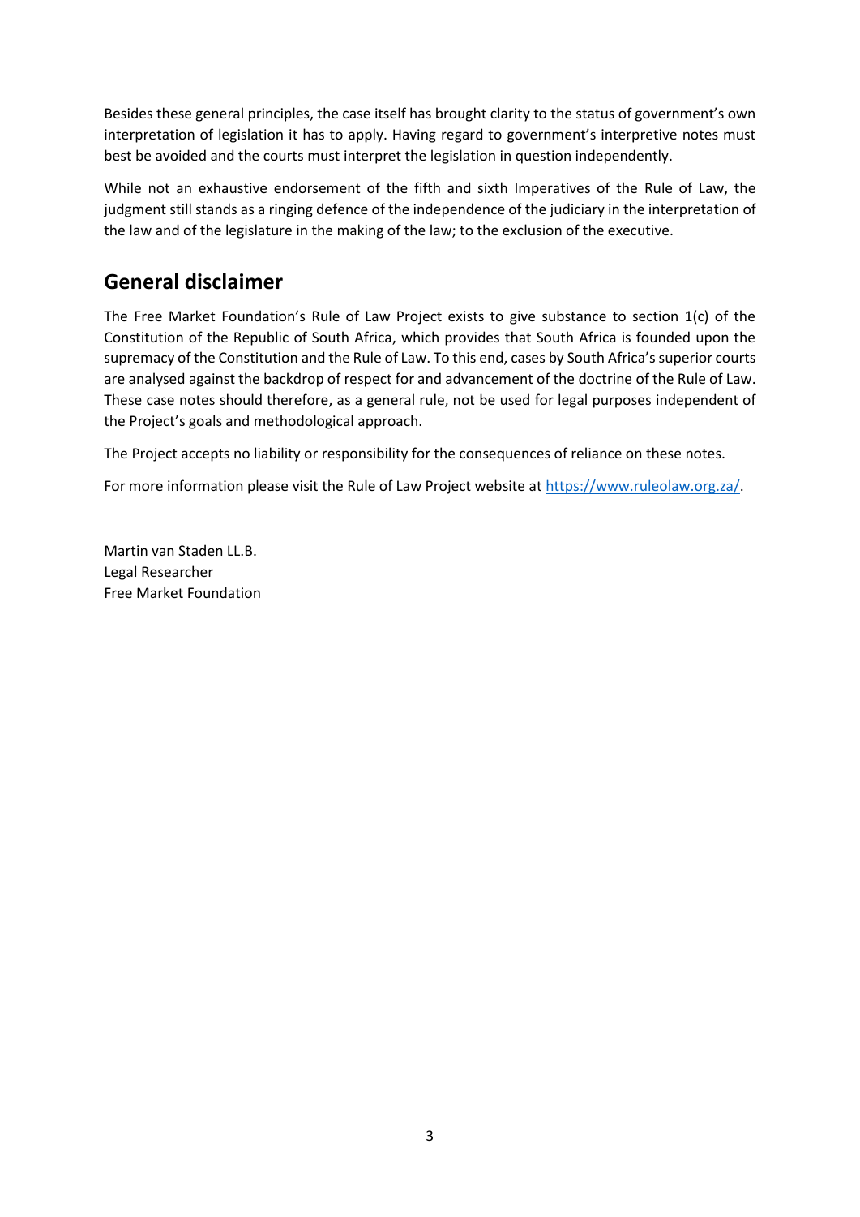Besides these general principles, the case itself has brought clarity to the status of government's own interpretation of legislation it has to apply. Having regard to government's interpretive notes must best be avoided and the courts must interpret the legislation in question independently.

While not an exhaustive endorsement of the fifth and sixth Imperatives of the Rule of Law, the judgment still stands as a ringing defence of the independence of the judiciary in the interpretation of the law and of the legislature in the making of the law; to the exclusion of the executive.

## General disclaimer

The Free Market Foundation's Rule of Law Project exists to give substance to section 1(c) of the Constitution of the Republic of South Africa, which provides that South Africa is founded upon the supremacy of the Constitution and the Rule of Law. To this end, cases by South Africa's superior courts are analysed against the backdrop of respect for and advancement of the doctrine of the Rule of Law. These case notes should therefore, as a general rule, not be used for legal purposes independent of the Project's goals and methodological approach.

The Project accepts no liability or responsibility for the consequences of reliance on these notes.

For more information please visit the Rule of Law Project website at [https://www.ruleolaw.org.za/](https://www.ruleolaw.org.za/).

Martin van Staden LL.B.
Legal Researcher
Free Market Foundation